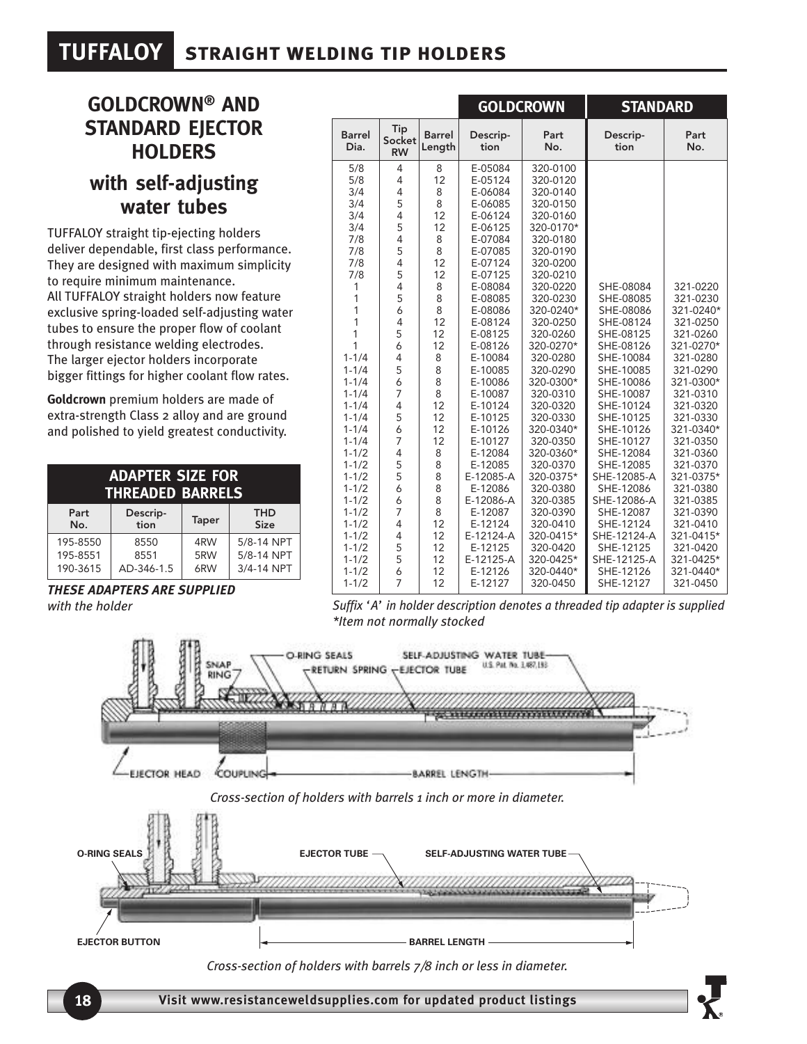# TUFFALOY STRAIGHT WELDING TIP HOLDERS

## GOLDCROWN® AND STANDARD EJECTOR HOLDERS

### with self-adjusting water tubes

TUFFALOY straight tip-ejecting holders deliver dependable, first class performance. They are designed with maximum simplicity to require minimum maintenance.
All TUFFALOY straight holders now feature exclusive spring-loaded self-adjusting water tubes to ensure the proper flow of coolant through resistance welding electrodes.
The larger ejector holders incorporate bigger fittings for higher coolant flow rates.

**Goldcrown** premium holders are made of extra-strength Class 2 alloy and are ground and polished to yield greatest conductivity.

| ADAPTER SIZE FOR THREADED BARRELS | | | |
|---|---|---|---|
| Part No. | Descrip-tion | Taper | THD Size |
| 195-8550 | 8550 | 4RW | 5/8-14 NPT |
| 195-8551 | 8551 | 5RW | 5/8-14 NPT |
| 190-3615 | AD-346-1.5 | 6RW | 3/4-14 NPT |

***THESE ADAPTERS ARE SUPPLIED*** *with the holder*

| | | | GOLDCROWN | | STANDARD | |
|---|---|---|---|---|---|---|
| Barrel Dia. | Tip Socket RW | Barrel Length | Descrip-tion | Part No. | Descrip-tion | Part No. |
| 5/8 | 4 | 8 | E-05084 | 320-0100 | | |
| 5/8 | 4 | 12 | E-05124 | 320-0120 | | |
| 3/4 | 4 | 8 | E-06084 | 320-0140 | | |
| 3/4 | 5 | 8 | E-06085 | 320-0150 | | |
| 3/4 | 4 | 12 | E-06124 | 320-0160 | | |
| 3/4 | 5 | 12 | E-06125 | 320-0170* | | |
| 7/8 | 4 | 8 | E-07084 | 320-0180 | | |
| 7/8 | 5 | 8 | E-07085 | 320-0190 | | |
| 7/8 | 4 | 12 | E-07124 | 320-0200 | | |
| 7/8 | 5 | 12 | E-07125 | 320-0210 | | |
| 1 | 4 | 8 | E-08084 | 320-0220 | SHE-08084 | 321-0220 |
| 1 | 5 | 8 | E-08085 | 320-0230 | SHE-08085 | 321-0230 |
| 1 | 6 | 8 | E-08086 | 320-0240* | SHE-08086 | 321-0240* |
| 1 | 4 | 12 | E-08124 | 320-0250 | SHE-08124 | 321-0250 |
| 1 | 5 | 12 | E-08125 | 320-0260 | SHE-08125 | 321-0260 |
| 1 | 6 | 12 | E-08126 | 320-0270* | SHE-08126 | 321-0270* |
| 1-1/4 | 4 | 8 | E-10084 | 320-0280 | SHE-10084 | 321-0280 |
| 1-1/4 | 5 | 8 | E-10085 | 320-0290 | SHE-10085 | 321-0290 |
| 1-1/4 | 6 | 8 | E-10086 | 320-0300* | SHE-10086 | 321-0300* |
| 1-1/4 | 7 | 8 | E-10087 | 320-0310 | SHE-10087 | 321-0310 |
| 1-1/4 | 4 | 12 | E-10124 | 320-0320 | SHE-10124 | 321-0320 |
| 1-1/4 | 5 | 12 | E-10125 | 320-0330 | SHE-10125 | 321-0330 |
| 1-1/4 | 6 | 12 | E-10126 | 320-0340* | SHE-10126 | 321-0340* |
| 1-1/4 | 7 | 12 | E-10127 | 320-0350 | SHE-10127 | 321-0350 |
| 1-1/2 | 4 | 8 | E-12084 | 320-0360* | SHE-12084 | 321-0360 |
| 1-1/2 | 5 | 8 | E-12085 | 320-0370 | SHE-12085 | 321-0370 |
| 1-1/2 | 5 | 8 | E-12085-A | 320-0375* | SHE-12085-A | 321-0375* |
| 1-1/2 | 6 | 8 | E-12086 | 320-0380 | SHE-12086 | 321-0380 |
| 1-1/2 | 6 | 8 | E-12086-A | 320-0385 | SHE-12086-A | 321-0385 |
| 1-1/2 | 7 | 8 | E-12087 | 320-0390 | SHE-12087 | 321-0390 |
| 1-1/2 | 4 | 12 | E-12124 | 320-0410 | SHE-12124 | 321-0410 |
| 1-1/2 | 4 | 12 | E-12124-A | 320-0415* | SHE-12124-A | 321-0415* |
| 1-1/2 | 5 | 12 | E-12125 | 320-0420 | SHE-12125 | 321-0420 |
| 1-1/2 | 5 | 12 | E-12125-A | 320-0425* | SHE-12125-A | 321-0425* |
| 1-1/2 | 6 | 12 | E-12126 | 320-0440* | SHE-12126 | 321-0440* |
| 1-1/2 | 7 | 12 | E-12127 | 320-0450 | SHE-12127 | 321-0450 |

*Suffix 'A' in holder description denotes a threaded tip adapter is supplied*
*\*Item not normally stocked*

O-RING SEALS — SNAP RING — RETURN SPRING — EJECTOR TUBE — SELF-ADJUSTING WATER TUBE U.S. Pat. No. 3,487,193 — EJECTOR HEAD — COUPLING — BARREL LENGTH

*Cross-section of holders with barrels 1 inch or more in diameter.*

O-RING SEALS — EJECTOR TUBE — SELF-ADJUSTING WATER TUBE — EJECTOR BUTTON — BARREL LENGTH

*Cross-section of holders with barrels 7/8 inch or less in diameter.*

**Visit www.resistanceweldsupplies.com for updated product listings**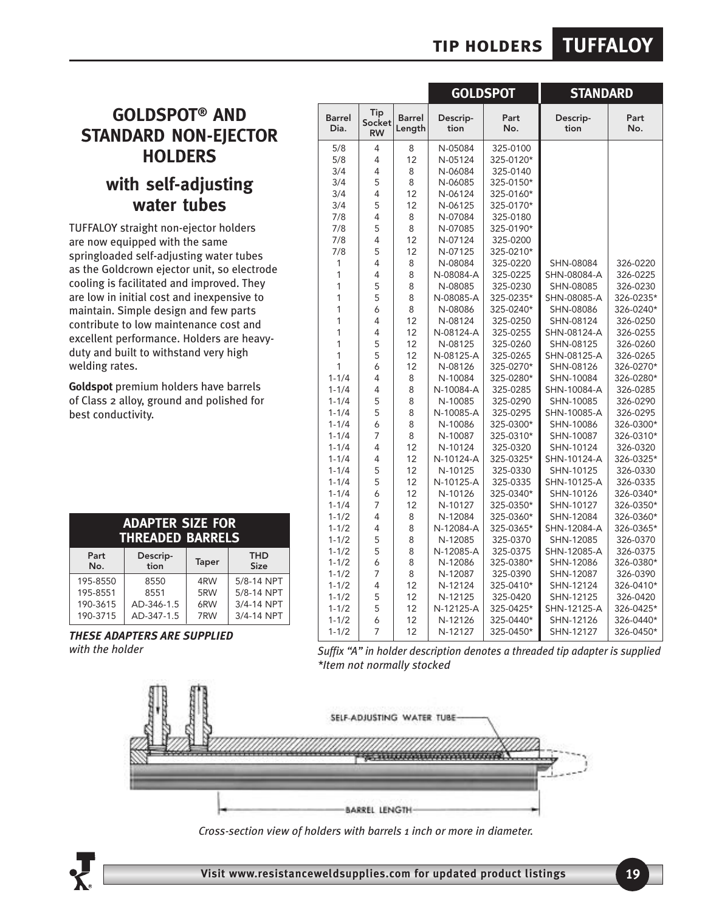## GOLDSPOT® AND STANDARD NON-EJECTOR HOLDERS

### with self-adjusting water tubes

TUFFALOY straight non-ejector holders are now equipped with the same springloaded self-adjusting water tubes as the Goldcrown ejector unit, so electrode cooling is facilitated and improved. They are low in initial cost and inexpensive to maintain. Simple design and few parts contribute to low maintenance cost and excellent performance. Holders are heavy-duty and built to withstand very high welding rates.

**Goldspot** premium holders have barrels of Class 2 alloy, ground and polished for best conductivity.

| ADAPTER SIZE FOR THREADED BARRELS | | | |
|---|---|---|---|
| Part No. | Descrip-tion | Taper | THD Size |
| 195-8550 | 8550 | 4RW | 5/8-14 NPT |
| 195-8551 | 8551 | 5RW | 5/8-14 NPT |
| 190-3615 | AD-346-1.5 | 6RW | 3/4-14 NPT |
| 190-3715 | AD-347-1.5 | 7RW | 3/4-14 NPT |

***THESE ADAPTERS ARE SUPPLIED*** *with the holder*

| | | | GOLDSPOT | | STANDARD | |
|---|---|---|---|---|---|---|
| Barrel Dia. | Tip Socket RW | Barrel Length | Descrip-tion | Part No. | Descrip-tion | Part No. |
| 5/8 | 4 | 8 | N-05084 | 325-0100 | | |
| 5/8 | 4 | 12 | N-05124 | 325-0120* | | |
| 3/4 | 4 | 8 | N-06084 | 325-0140 | | |
| 3/4 | 5 | 8 | N-06085 | 325-0150* | | |
| 3/4 | 4 | 12 | N-06124 | 325-0160* | | |
| 3/4 | 5 | 12 | N-06125 | 325-0170* | | |
| 7/8 | 4 | 8 | N-07084 | 325-0180 | | |
| 7/8 | 5 | 8 | N-07085 | 325-0190* | | |
| 7/8 | 4 | 12 | N-07124 | 325-0200 | | |
| 7/8 | 5 | 12 | N-07125 | 325-0210* | | |
| 1 | 4 | 8 | N-08084 | 325-0220 | SHN-08084 | 326-0220 |
| 1 | 4 | 8 | N-08084-A | 325-0225 | SHN-08084-A | 326-0225 |
| 1 | 5 | 8 | N-08085 | 325-0230 | SHN-08085 | 326-0230 |
| 1 | 5 | 8 | N-08085-A | 325-0235* | SHN-08085-A | 326-0235* |
| 1 | 6 | 8 | N-08086 | 325-0240* | SHN-08086 | 326-0240* |
| 1 | 4 | 12 | N-08124 | 325-0250 | SHN-08124 | 326-0250 |
| 1 | 4 | 12 | N-08124-A | 325-0255 | SHN-08124-A | 326-0255 |
| 1 | 5 | 12 | N-08125 | 325-0260 | SHN-08125 | 326-0260 |
| 1 | 5 | 12 | N-08125-A | 325-0265 | SHN-08125-A | 326-0265 |
| 1 | 6 | 12 | N-08126 | 325-0270* | SHN-08126 | 326-0270* |
| 1-1/4 | 4 | 8 | N-10084 | 325-0280* | SHN-10084 | 326-0280* |
| 1-1/4 | 4 | 8 | N-10084-A | 325-0285 | SHN-10084-A | 326-0285 |
| 1-1/4 | 5 | 8 | N-10085 | 325-0290 | SHN-10085 | 326-0290 |
| 1-1/4 | 5 | 8 | N-10085-A | 325-0295 | SHN-10085-A | 326-0295 |
| 1-1/4 | 6 | 8 | N-10086 | 325-0300* | SHN-10086 | 326-0300* |
| 1-1/4 | 7 | 8 | N-10087 | 325-0310* | SHN-10087 | 326-0310* |
| 1-1/4 | 4 | 12 | N-10124 | 325-0320 | SHN-10124 | 326-0320 |
| 1-1/4 | 4 | 12 | N-10124-A | 325-0325* | SHN-10124-A | 326-0325* |
| 1-1/4 | 5 | 12 | N-10125 | 325-0330 | SHN-10125 | 326-0330 |
| 1-1/4 | 5 | 12 | N-10125-A | 325-0335 | SHN-10125-A | 326-0335 |
| 1-1/4 | 6 | 12 | N-10126 | 325-0340* | SHN-10126 | 326-0340* |
| 1-1/4 | 7 | 12 | N-10127 | 325-0350* | SHN-10127 | 326-0350* |
| 1-1/2 | 4 | 8 | N-12084 | 325-0360* | SHN-12084 | 326-0360* |
| 1-1/2 | 4 | 8 | N-12084-A | 325-0365* | SHN-12084-A | 326-0365* |
| 1-1/2 | 5 | 8 | N-12085 | 325-0370 | SHN-12085 | 326-0370 |
| 1-1/2 | 5 | 8 | N-12085-A | 325-0375 | SHN-12085-A | 326-0375 |
| 1-1/2 | 6 | 8 | N-12086 | 325-0380* | SHN-12086 | 326-0380* |
| 1-1/2 | 7 | 8 | N-12087 | 325-0390 | SHN-12087 | 326-0390 |
| 1-1/2 | 4 | 12 | N-12124 | 325-0410* | SHN-12124 | 326-0410* |
| 1-1/2 | 5 | 12 | N-12125 | 325-0420 | SHN-12125 | 326-0420 |
| 1-1/2 | 5 | 12 | N-12125-A | 325-0425* | SHN-12125-A | 326-0425* |
| 1-1/2 | 6 | 12 | N-12126 | 325-0440* | SHN-12126 | 326-0440* |
| 1-1/2 | 7 | 12 | N-12127 | 325-0450* | SHN-12127 | 326-0450* |

*Suffix "A" in holder description denotes a threaded tip adapter is supplied*
*\*Item not normally stocked*

SELF-ADJUSTING WATER TUBE

BARREL LENGTH

*Cross-section view of holders with barrels 1 inch or more in diameter.*

**Visit www.resistanceweldsupplies.com for updated product listings**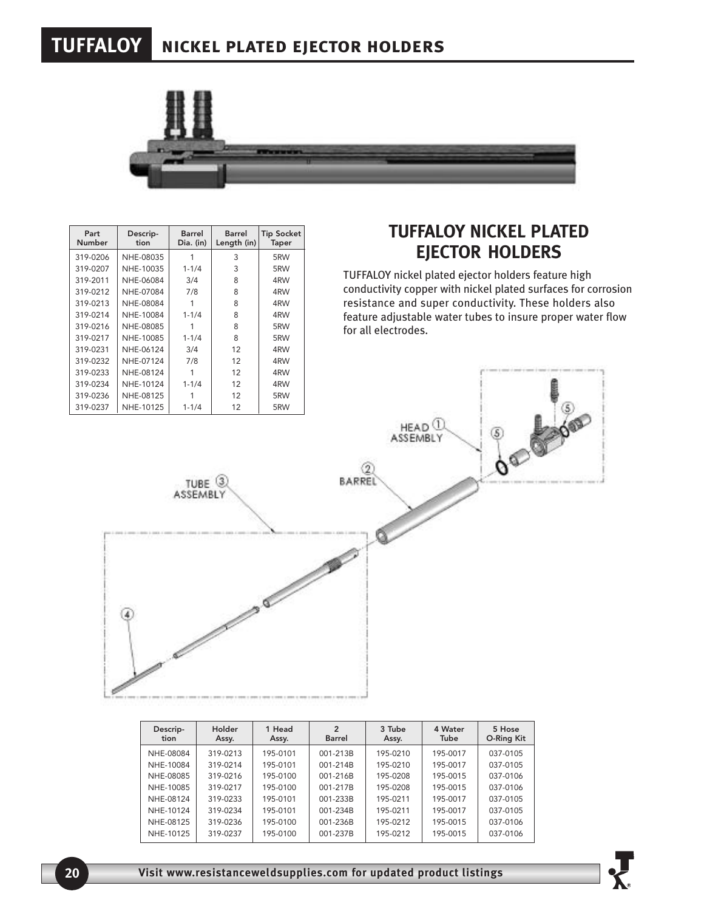# TUFFALOY NICKEL PLATED EJECTOR HOLDERS

| Part Number | Description | Barrel Dia. (in) | Barrel Length (in) | Tip Socket Taper |
|---|---|---|---|---|
| 319-0206 | NHE-08035 | 1 | 3 | 5RW |
| 319-0207 | NHE-10035 | 1-1/4 | 3 | 5RW |
| 319-2011 | NHE-06084 | 3/4 | 8 | 4RW |
| 319-0212 | NHE-07084 | 7/8 | 8 | 4RW |
| 319-0213 | NHE-08084 | 1 | 8 | 4RW |
| 319-0214 | NHE-10084 | 1-1/4 | 8 | 4RW |
| 319-0216 | NHE-08085 | 1 | 8 | 5RW |
| 319-0217 | NHE-10085 | 1-1/4 | 8 | 5RW |
| 319-0231 | NHE-06124 | 3/4 | 12 | 4RW |
| 319-0232 | NHE-07124 | 7/8 | 12 | 4RW |
| 319-0233 | NHE-08124 | 1 | 12 | 4RW |
| 319-0234 | NHE-10124 | 1-1/4 | 12 | 4RW |
| 319-0236 | NHE-08125 | 1 | 12 | 5RW |
| 319-0237 | NHE-10125 | 1-1/4 | 12 | 5RW |

## TUFFALOY NICKEL PLATED EJECTOR HOLDERS

TUFFALOY nickel plated ejector holders feature high conductivity copper with nickel plated surfaces for corrosion resistance and super conductivity. These holders also feature adjustable water tubes to insure proper water flow for all electrodes.

HEAD ASSEMBLY ①

BARREL ②

TUBE ASSEMBLY ③

④

⑤

| Description | Holder Assy. | 1 Head Assy. | 2 Barrel | 3 Tube Assy. | 4 Water Tube | 5 Hose O-Ring Kit |
|---|---|---|---|---|---|---|
| NHE-08084 | 319-0213 | 195-0101 | 001-213B | 195-0210 | 195-0017 | 037-0105 |
| NHE-10084 | 319-0214 | 195-0101 | 001-214B | 195-0210 | 195-0017 | 037-0105 |
| NHE-08085 | 319-0216 | 195-0100 | 001-216B | 195-0208 | 195-0015 | 037-0106 |
| NHE-10085 | 319-0217 | 195-0100 | 001-217B | 195-0208 | 195-0015 | 037-0106 |
| NHE-08124 | 319-0233 | 195-0101 | 001-233B | 195-0211 | 195-0017 | 037-0105 |
| NHE-10124 | 319-0234 | 195-0101 | 001-234B | 195-0211 | 195-0017 | 037-0105 |
| NHE-08125 | 319-0236 | 195-0100 | 001-236B | 195-0212 | 195-0015 | 037-0106 |
| NHE-10125 | 319-0237 | 195-0100 | 001-237B | 195-0212 | 195-0015 | 037-0106 |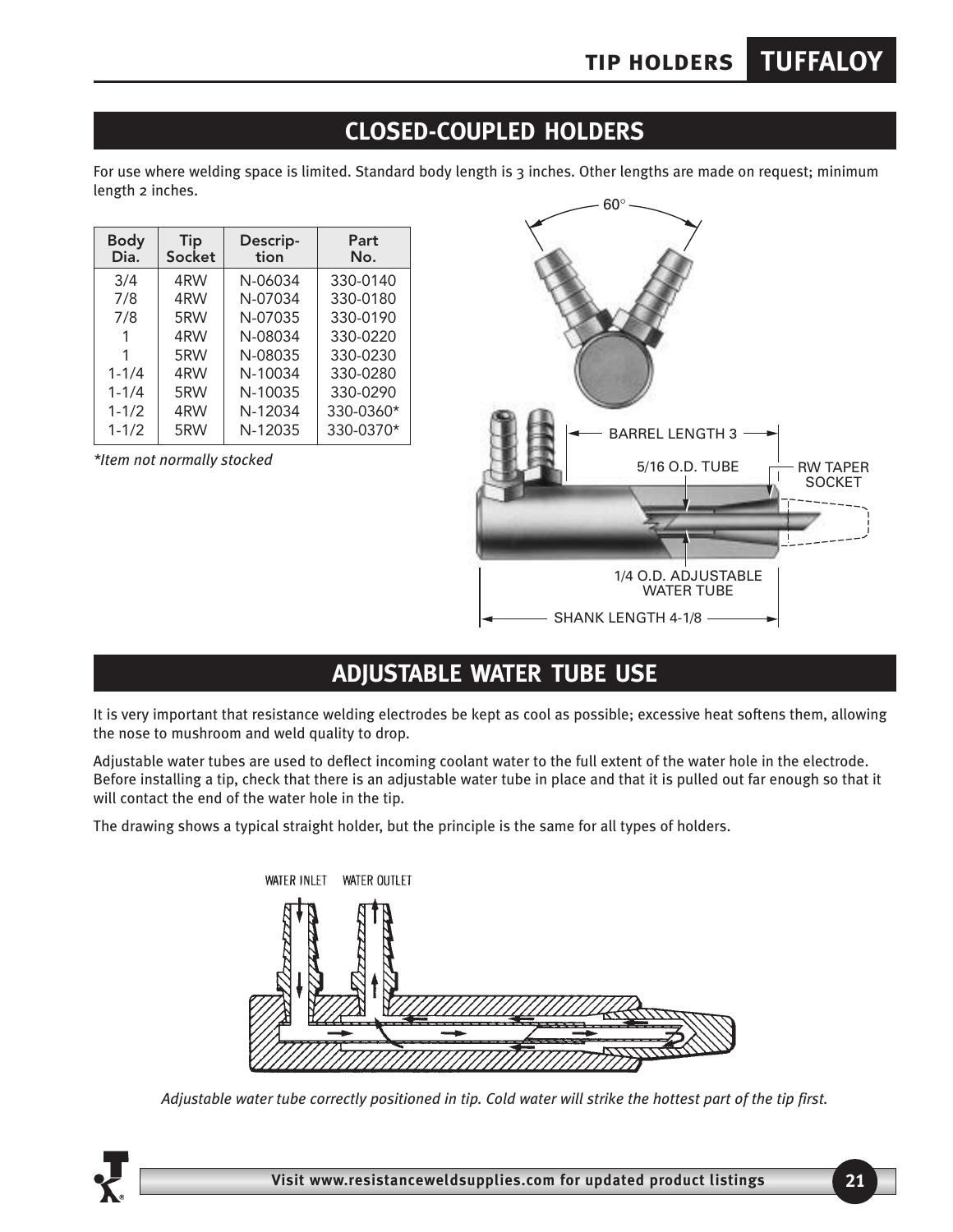## CLOSED-COUPLED HOLDERS

For use where welding space is limited. Standard body length is 3 inches. Other lengths are made on request; minimum length 2 inches.

| Body Dia. | Tip Socket | Descrip-tion | Part No. |
|---|---|---|---|
| 3/4 | 4RW | N-06034 | 330-0140 |
| 7/8 | 4RW | N-07034 | 330-0180 |
| 7/8 | 5RW | N-07035 | 330-0190 |
| 1 | 4RW | N-08034 | 330-0220 |
| 1 | 5RW | N-08035 | 330-0230 |
| 1-1/4 | 4RW | N-10034 | 330-0280 |
| 1-1/4 | 5RW | N-10035 | 330-0290 |
| 1-1/2 | 4RW | N-12034 | 330-0360* |
| 1-1/2 | 5RW | N-12035 | 330-0370* |

*Item not normally stocked*

60°

BARREL LENGTH 3

5/16 O.D. TUBE

RW TAPER SOCKET

1/4 O.D. ADJUSTABLE WATER TUBE

SHANK LENGTH 4-1/8

## ADJUSTABLE WATER TUBE USE

It is very important that resistance welding electrodes be kept as cool as possible; excessive heat softens them, allowing the nose to mushroom and weld quality to drop.

Adjustable water tubes are used to deflect incoming coolant water to the full extent of the water hole in the electrode. Before installing a tip, check that there is an adjustable water tube in place and that it is pulled out far enough so that it will contact the end of the water hole in the tip.

The drawing shows a typical straight holder, but the principle is the same for all types of holders.

WATER INLET

WATER OUTLET

*Adjustable water tube correctly positioned in tip. Cold water will strike the hottest part of the tip first.*